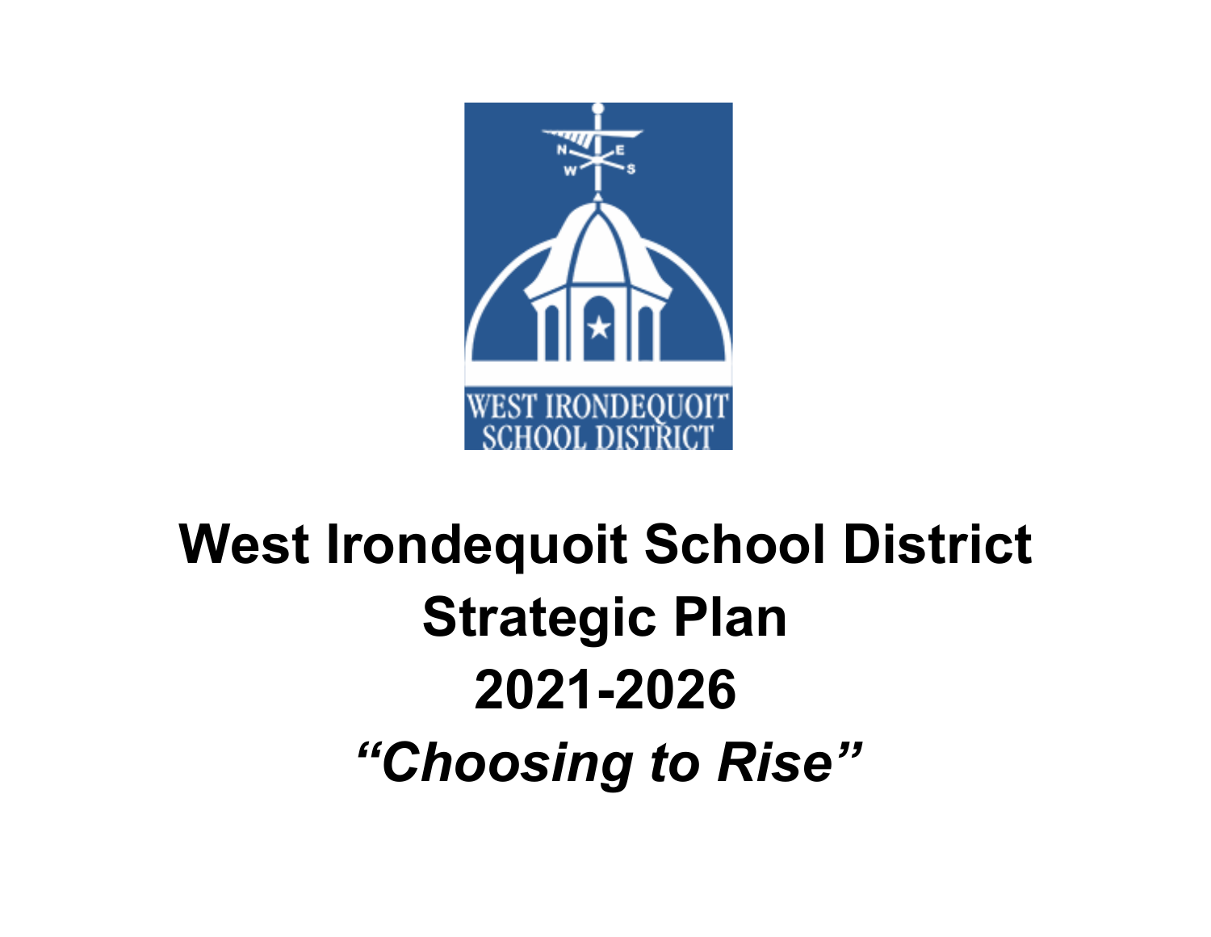# West Irondequoit School District Strategic Plan 2021-2026

## *"Choosing to Rise"*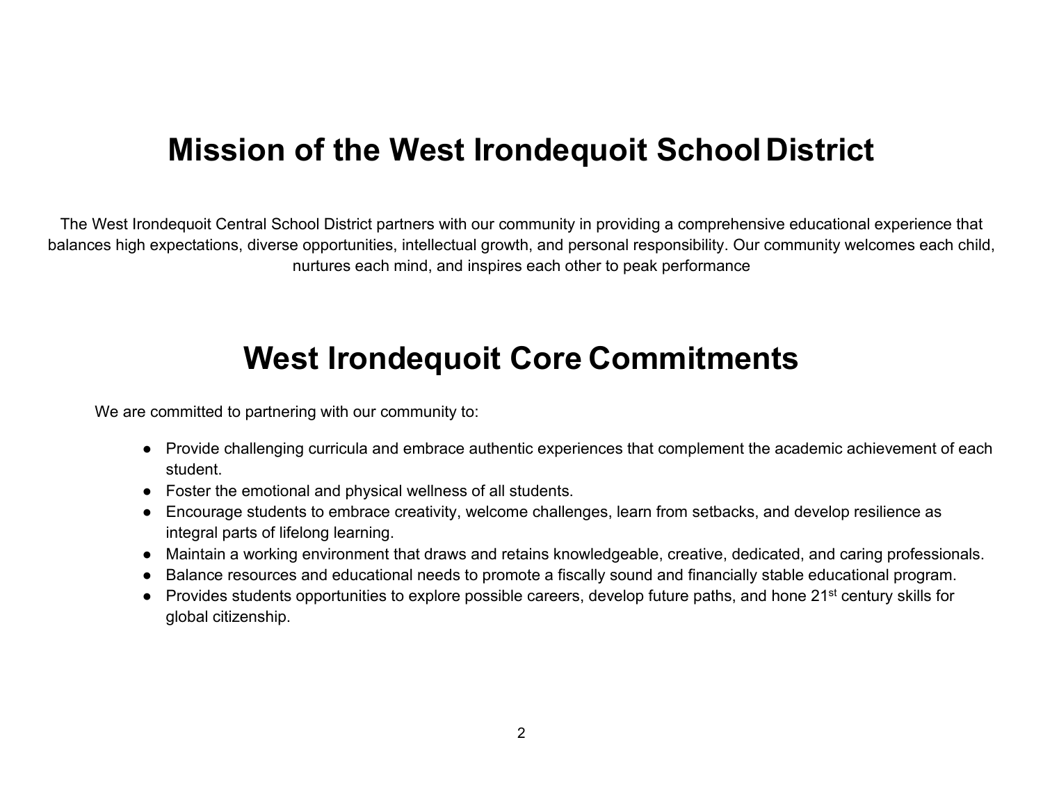# Mission of the West Irondequoit School District

The West Irondequoit Central School District partners with our community in providing a comprehensive educational experience that balances high expectations, diverse opportunities, intellectual growth, and personal responsibility. Our community welcomes each child, nurtures each mind, and inspires each other to peak performance

# West Irondequoit Core Commitments

We are committed to partnering with our community to:

- Provide challenging curricula and embrace authentic experiences that complement the academic achievement of each student.
- Foster the emotional and physical wellness of all students.
- Encourage students to embrace creativity, welcome challenges, learn from setbacks, and develop resilience as integral parts of lifelong learning.
- Maintain a working environment that draws and retains knowledgeable, creative, dedicated, and caring professionals.
- Balance resources and educational needs to promote a fiscally sound and financially stable educational program.
- Provides students opportunities to explore possible careers, develop future paths, and hone 21st century skills for global citizenship.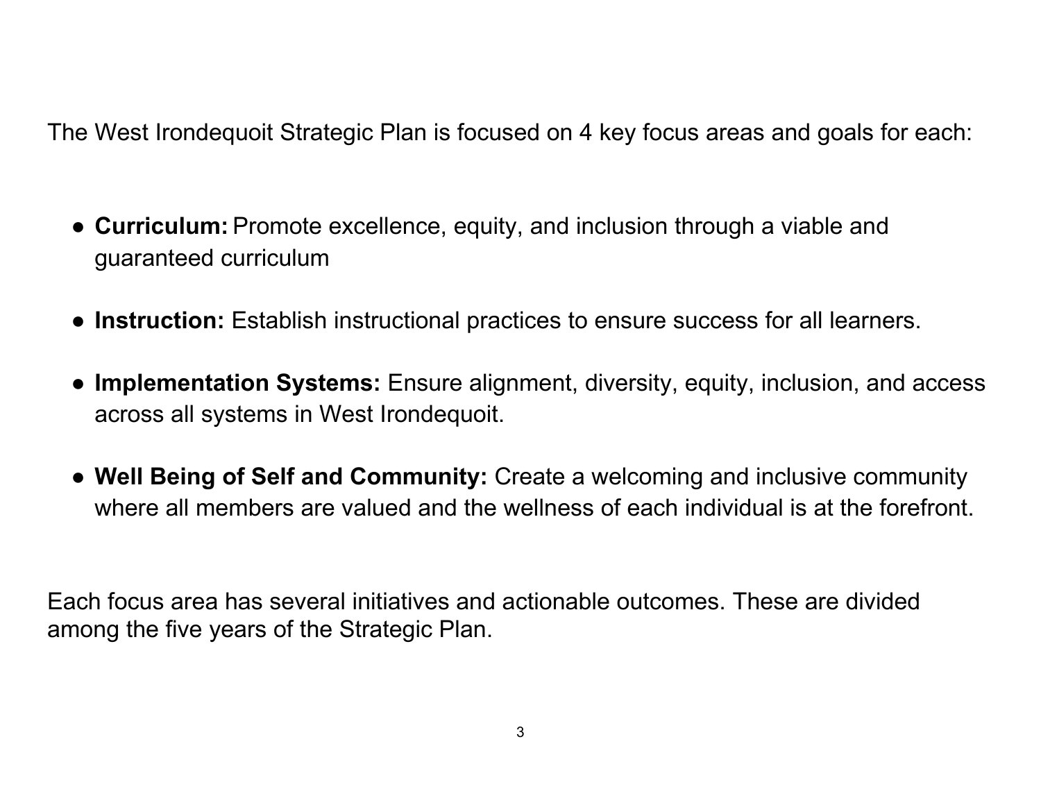The West Irondequoit Strategic Plan is focused on 4 key focus areas and goals for each:

- **Curriculum:** Promote excellence, equity, and inclusion through a viable and guaranteed curriculum
- **Instruction:** Establish instructional practices to ensure success for all learners.
- **Implementation Systems:** Ensure alignment, diversity, equity, inclusion, and access across all systems in West Irondequoit.
- **Well Being of Self and Community:** Create a welcoming and inclusive community where all members are valued and the wellness of each individual is at the forefront.

Each focus area has several initiatives and actionable outcomes. These are divided among the five years of the Strategic Plan.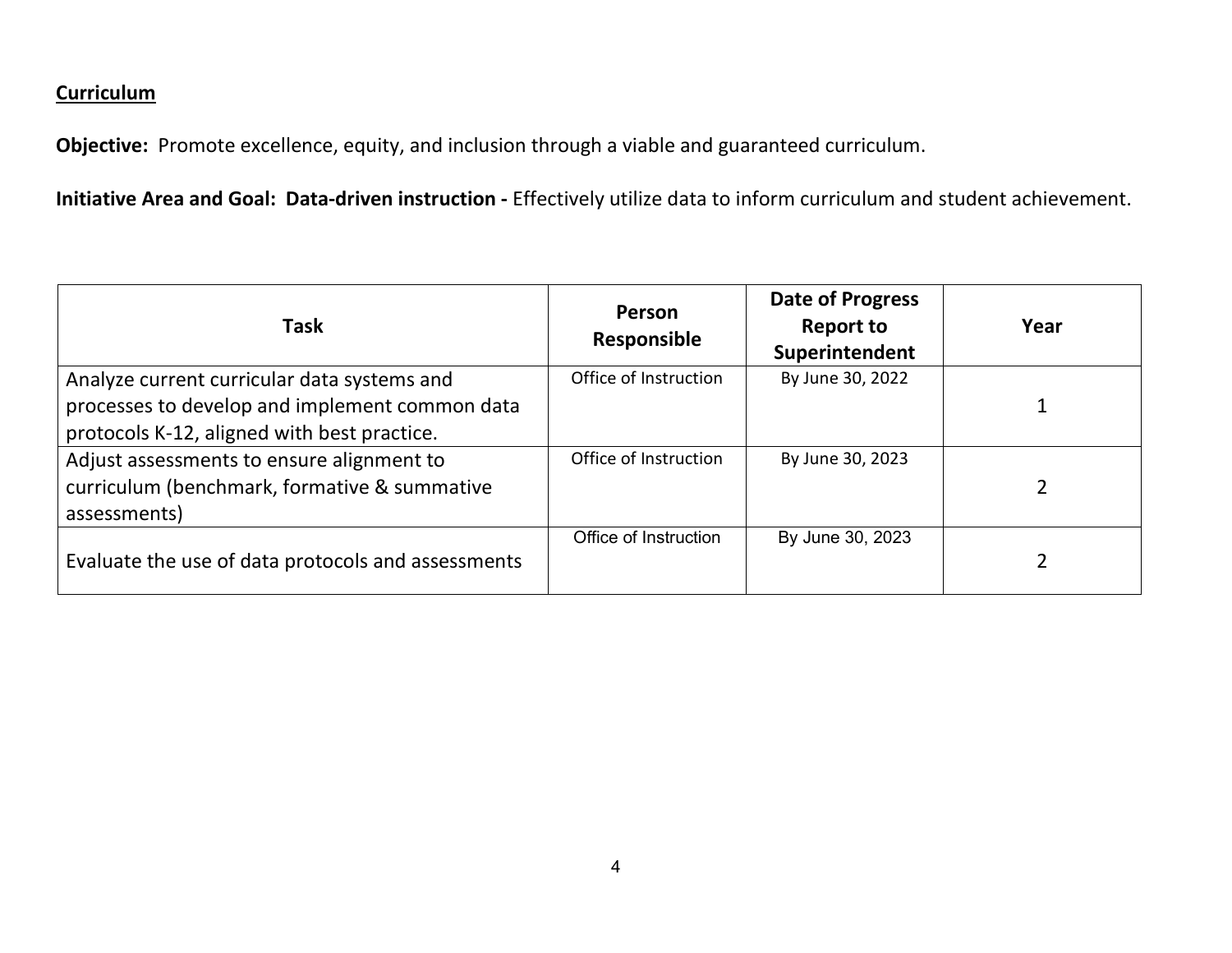**Curriculum**

**Objective:** Promote excellence, equity, and inclusion through a viable and guaranteed curriculum.

**Initiative Area and Goal: Data-driven instruction -** Effectively utilize data to inform curriculum and student achievement.

| Task | Person Responsible | Date of Progress Report to Superintendent | Year |
|---|---|---|---|
| Analyze current curricular data systems and processes to develop and implement common data protocols K-12, aligned with best practice. | Office of Instruction | By June 30, 2022 | 1 |
| Adjust assessments to ensure alignment to curriculum (benchmark, formative & summative assessments) | Office of Instruction | By June 30, 2023 | 2 |
| Evaluate the use of data protocols and assessments | Office of Instruction | By June 30, 2023 | 2 |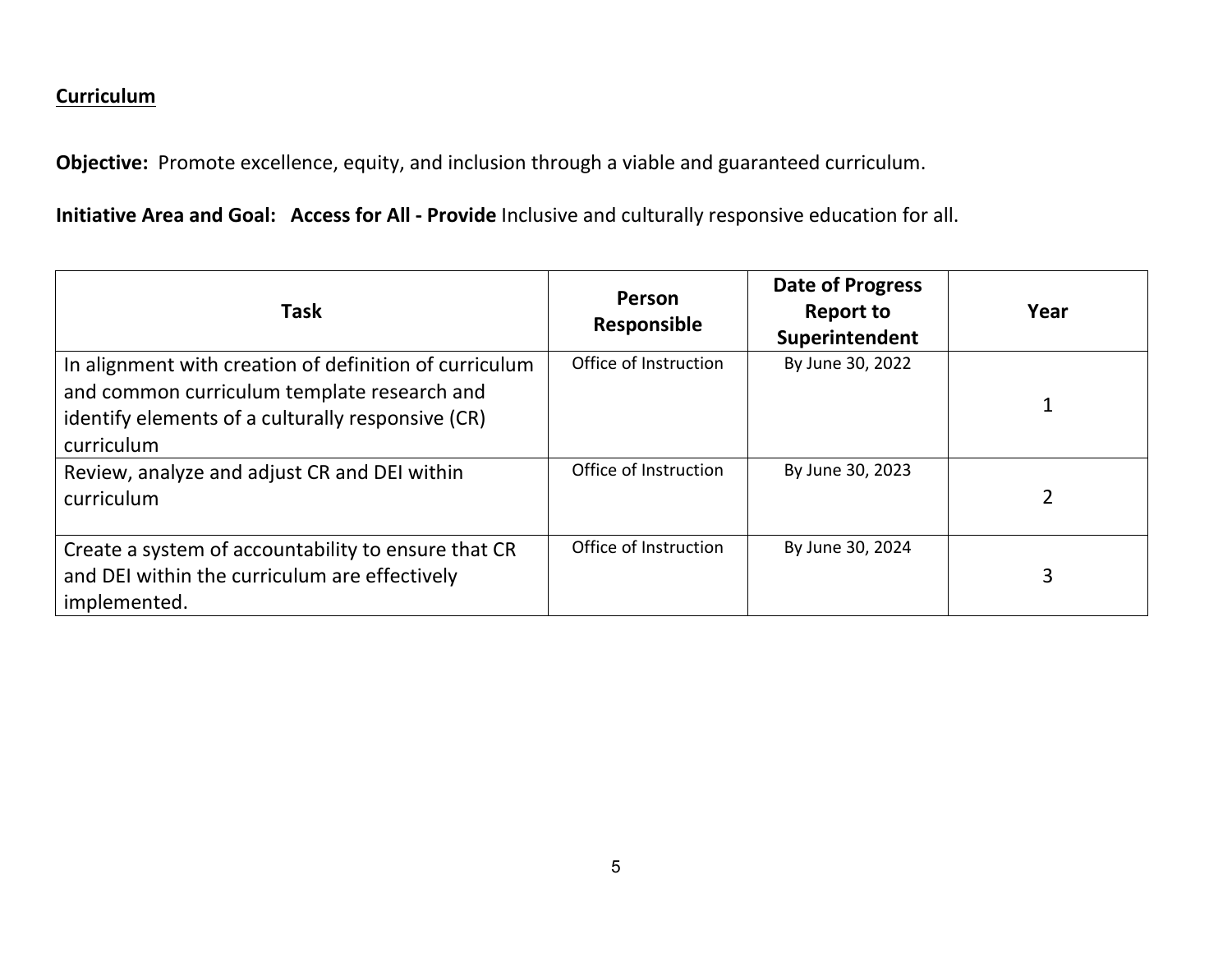## Curriculum

**Objective:** Promote excellence, equity, and inclusion through a viable and guaranteed curriculum.

**Initiative Area and Goal: Access for All - Provide** Inclusive and culturally responsive education for all.

| Task | Person Responsible | Date of Progress Report to Superintendent | Year |
|---|---|---|---|
| In alignment with creation of definition of curriculum and common curriculum template research and identify elements of a culturally responsive (CR) curriculum | Office of Instruction | By June 30, 2022 | 1 |
| Review, analyze and adjust CR and DEI within curriculum | Office of Instruction | By June 30, 2023 | 2 |
| Create a system of accountability to ensure that CR and DEI within the curriculum are effectively implemented. | Office of Instruction | By June 30, 2024 | 3 |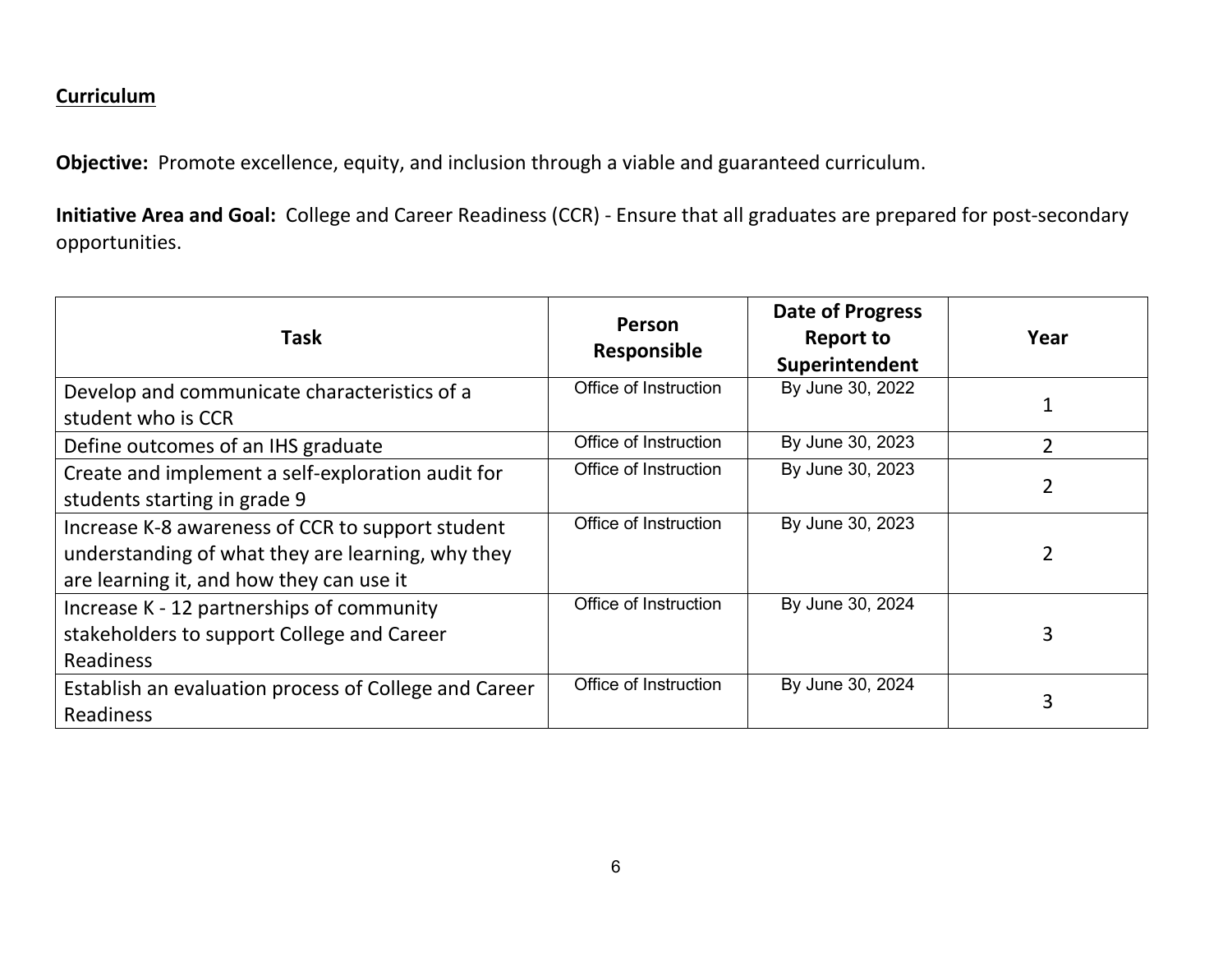## Curriculum

**Objective:** Promote excellence, equity, and inclusion through a viable and guaranteed curriculum.

**Initiative Area and Goal:** College and Career Readiness (CCR) - Ensure that all graduates are prepared for post-secondary opportunities.

| Task | Person Responsible | Date of Progress Report to Superintendent | Year |
|---|---|---|---|
| Develop and communicate characteristics of a student who is CCR | Office of Instruction | By June 30, 2022 | 1 |
| Define outcomes of an IHS graduate | Office of Instruction | By June 30, 2023 | 2 |
| Create and implement a self-exploration audit for students starting in grade 9 | Office of Instruction | By June 30, 2023 | 2 |
| Increase K-8 awareness of CCR to support student understanding of what they are learning, why they are learning it, and how they can use it | Office of Instruction | By June 30, 2023 | 2 |
| Increase K - 12 partnerships of community stakeholders to support College and Career Readiness | Office of Instruction | By June 30, 2024 | 3 |
| Establish an evaluation process of College and Career Readiness | Office of Instruction | By June 30, 2024 | 3 |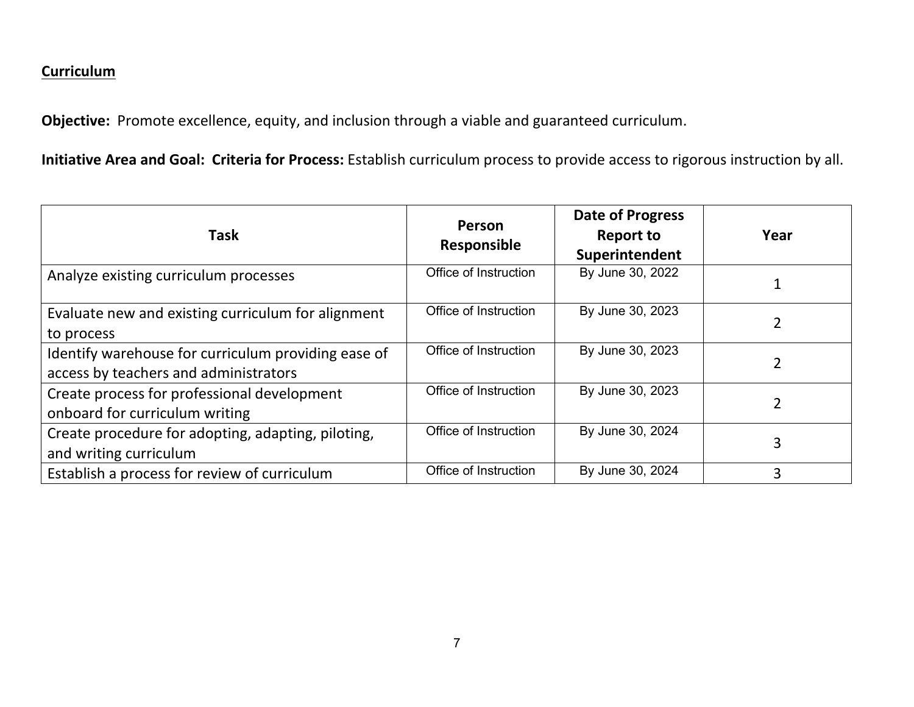## Curriculum

**Objective:** Promote excellence, equity, and inclusion through a viable and guaranteed curriculum.

**Initiative Area and Goal: Criteria for Process:** Establish curriculum process to provide access to rigorous instruction by all.

| Task | Person Responsible | Date of Progress Report to Superintendent | Year |
|---|---|---|---|
| Analyze existing curriculum processes | Office of Instruction | By June 30, 2022 | 1 |
| Evaluate new and existing curriculum for alignment to process | Office of Instruction | By June 30, 2023 | 2 |
| Identify warehouse for curriculum providing ease of access by teachers and administrators | Office of Instruction | By June 30, 2023 | 2 |
| Create process for professional development onboard for curriculum writing | Office of Instruction | By June 30, 2023 | 2 |
| Create procedure for adopting, adapting, piloting, and writing curriculum | Office of Instruction | By June 30, 2024 | 3 |
| Establish a process for review of curriculum | Office of Instruction | By June 30, 2024 | 3 |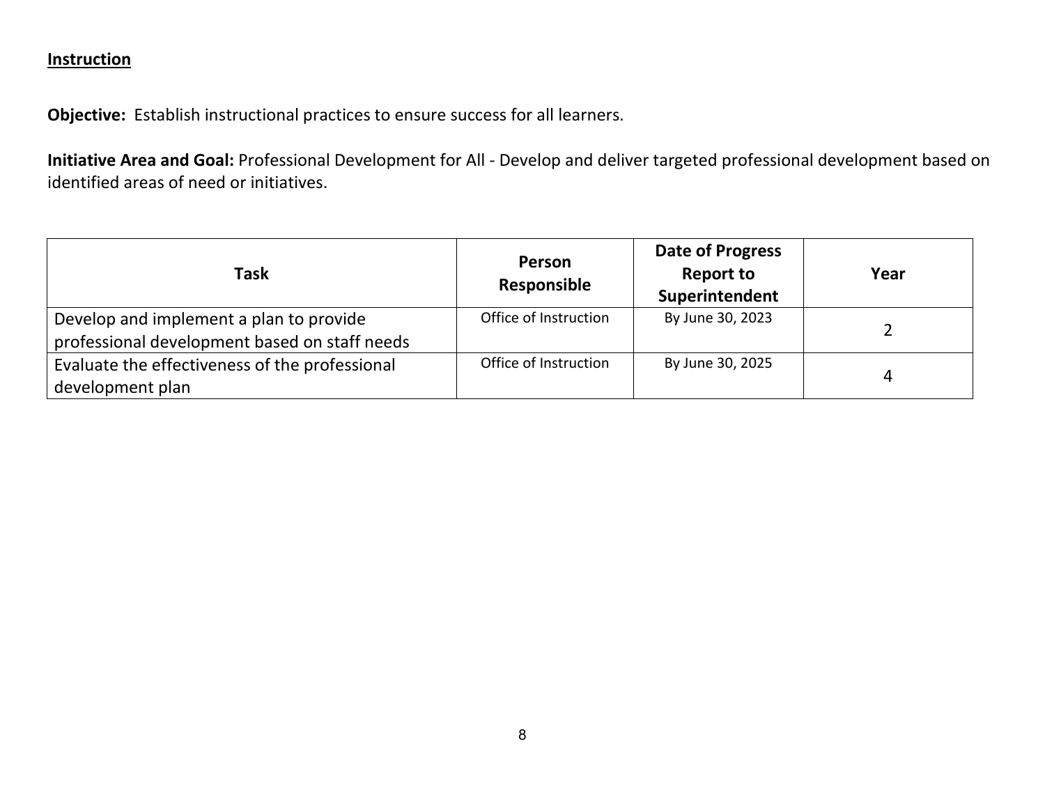**Instruction**

**Objective:** Establish instructional practices to ensure success for all learners.

**Initiative Area and Goal:** Professional Development for All - Develop and deliver targeted professional development based on identified areas of need or initiatives.

| Task | Person Responsible | Date of Progress Report to Superintendent | Year |
|---|---|---|---|
| Develop and implement a plan to provide professional development based on staff needs | Office of Instruction | By June 30, 2023 | 2 |
| Evaluate the effectiveness of the professional development plan | Office of Instruction | By June 30, 2025 | 4 |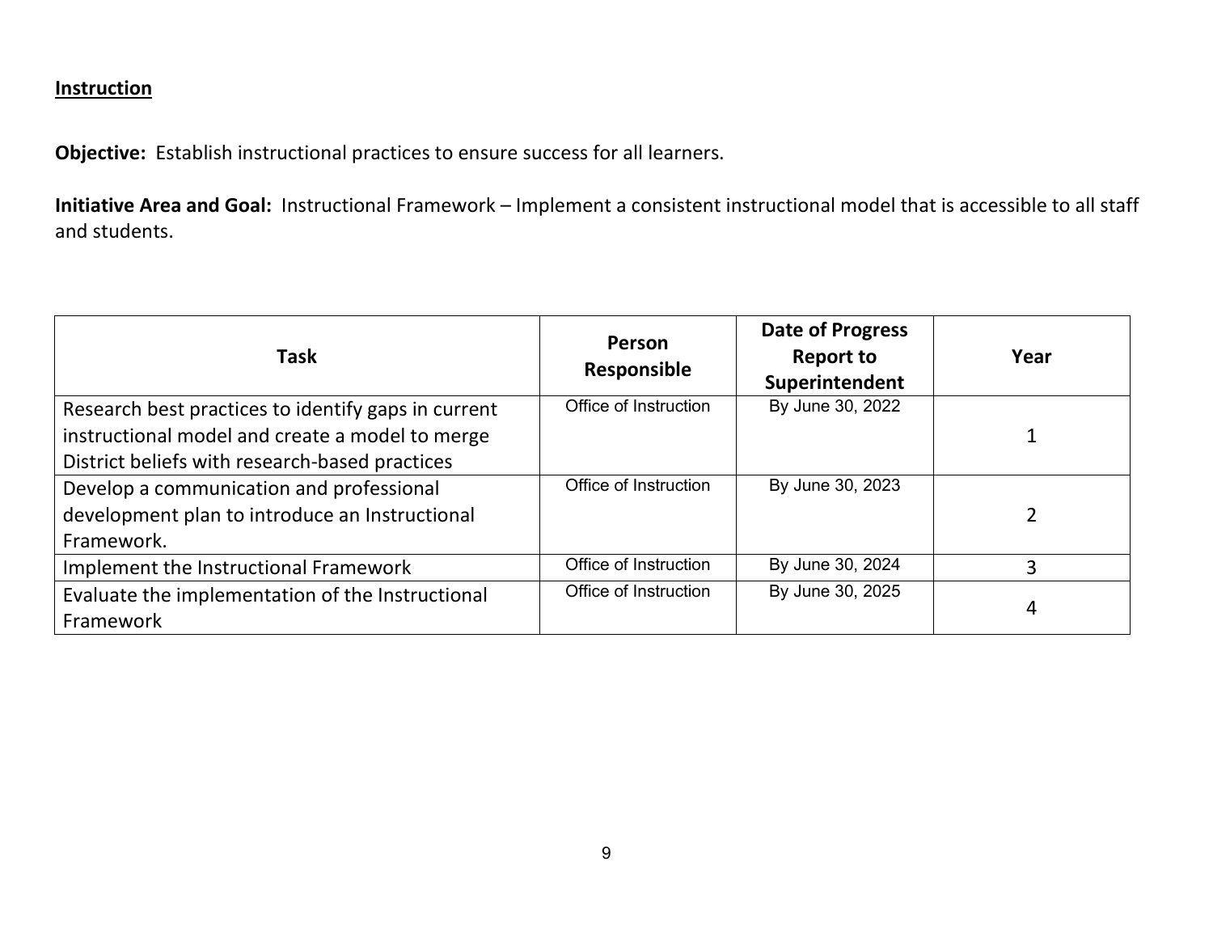## Instruction

**Objective:** Establish instructional practices to ensure success for all learners.

**Initiative Area and Goal:** Instructional Framework – Implement a consistent instructional model that is accessible to all staff and students.

| Task | Person Responsible | Date of Progress Report to Superintendent | Year |
|---|---|---|---|
| Research best practices to identify gaps in current instructional model and create a model to merge District beliefs with research-based practices | Office of Instruction | By June 30, 2022 | 1 |
| Develop a communication and professional development plan to introduce an Instructional Framework. | Office of Instruction | By June 30, 2023 | 2 |
| Implement the Instructional Framework | Office of Instruction | By June 30, 2024 | 3 |
| Evaluate the implementation of the Instructional Framework | Office of Instruction | By June 30, 2025 | 4 |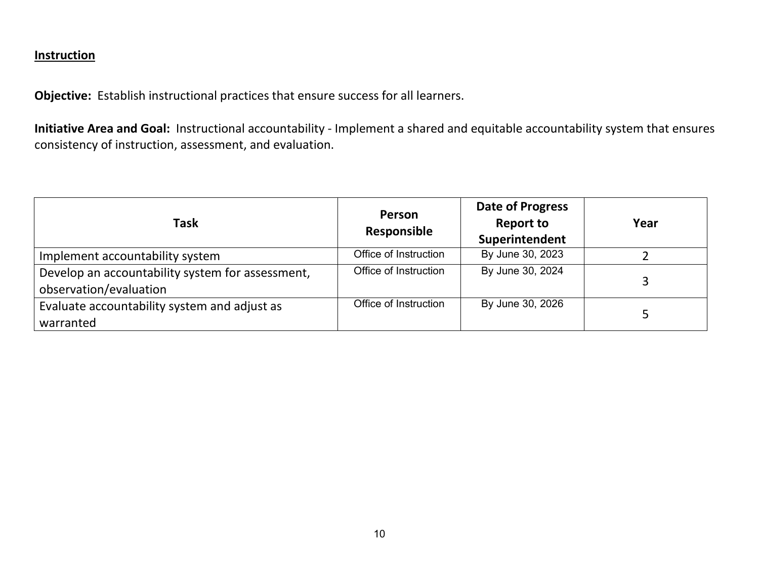## Instruction

**Objective:** Establish instructional practices that ensure success for all learners.

**Initiative Area and Goal:** Instructional accountability - Implement a shared and equitable accountability system that ensures consistency of instruction, assessment, and evaluation.

| Task | Person Responsible | Date of Progress Report to Superintendent | Year |
|---|---|---|---|
| Implement accountability system | Office of Instruction | By June 30, 2023 | 2 |
| Develop an accountability system for assessment, observation/evaluation | Office of Instruction | By June 30, 2024 | 3 |
| Evaluate accountability system and adjust as warranted | Office of Instruction | By June 30, 2026 | 5 |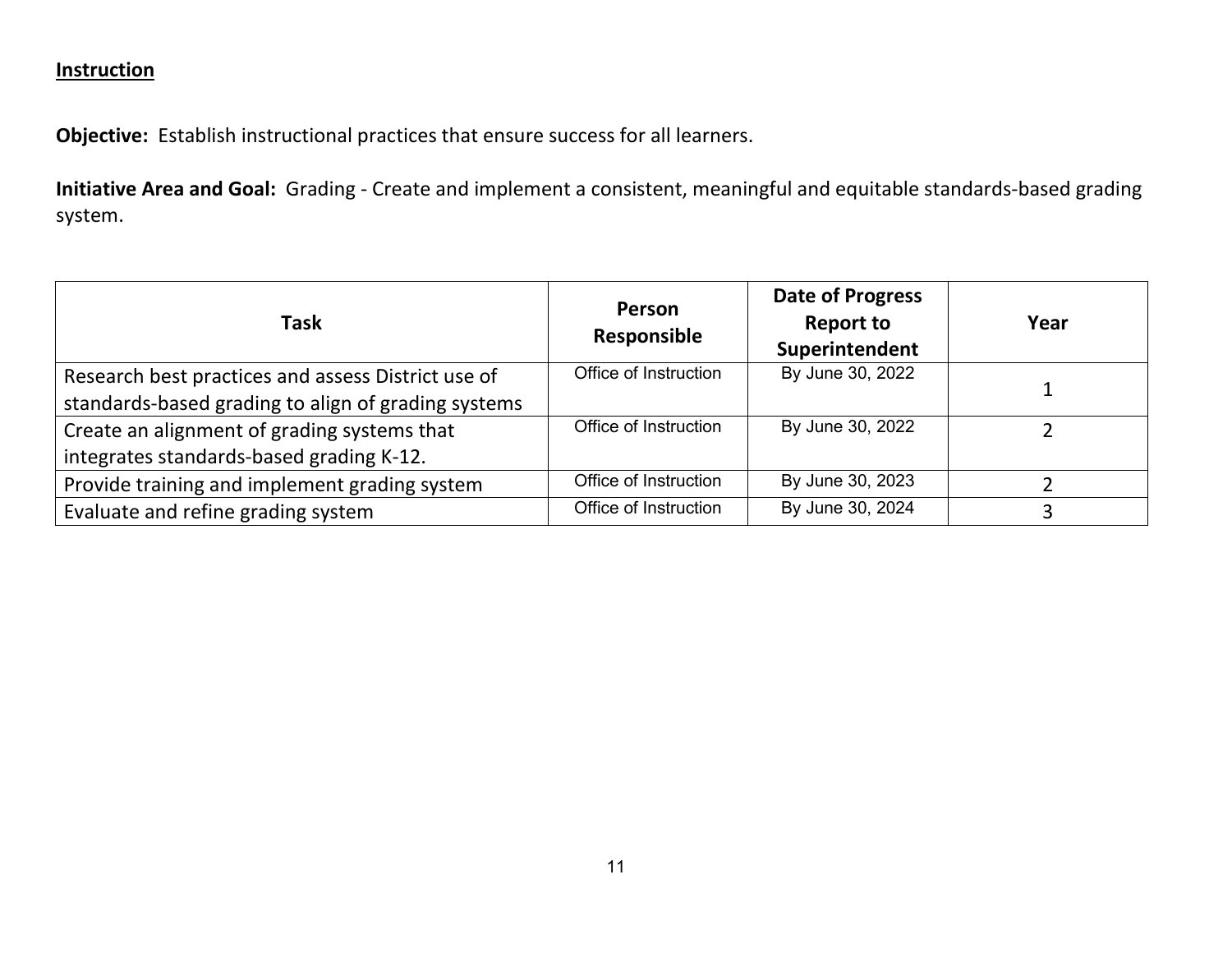## Instruction

**Objective:** Establish instructional practices that ensure success for all learners.

**Initiative Area and Goal:** Grading - Create and implement a consistent, meaningful and equitable standards-based grading system.

| Task | Person Responsible | Date of Progress Report to Superintendent | Year |
| --- | --- | --- | --- |
| Research best practices and assess District use of standards-based grading to align of grading systems | Office of Instruction | By June 30, 2022 | 1 |
| Create an alignment of grading systems that integrates standards-based grading K-12. | Office of Instruction | By June 30, 2022 | 2 |
| Provide training and implement grading system | Office of Instruction | By June 30, 2023 | 2 |
| Evaluate and refine grading system | Office of Instruction | By June 30, 2024 | 3 |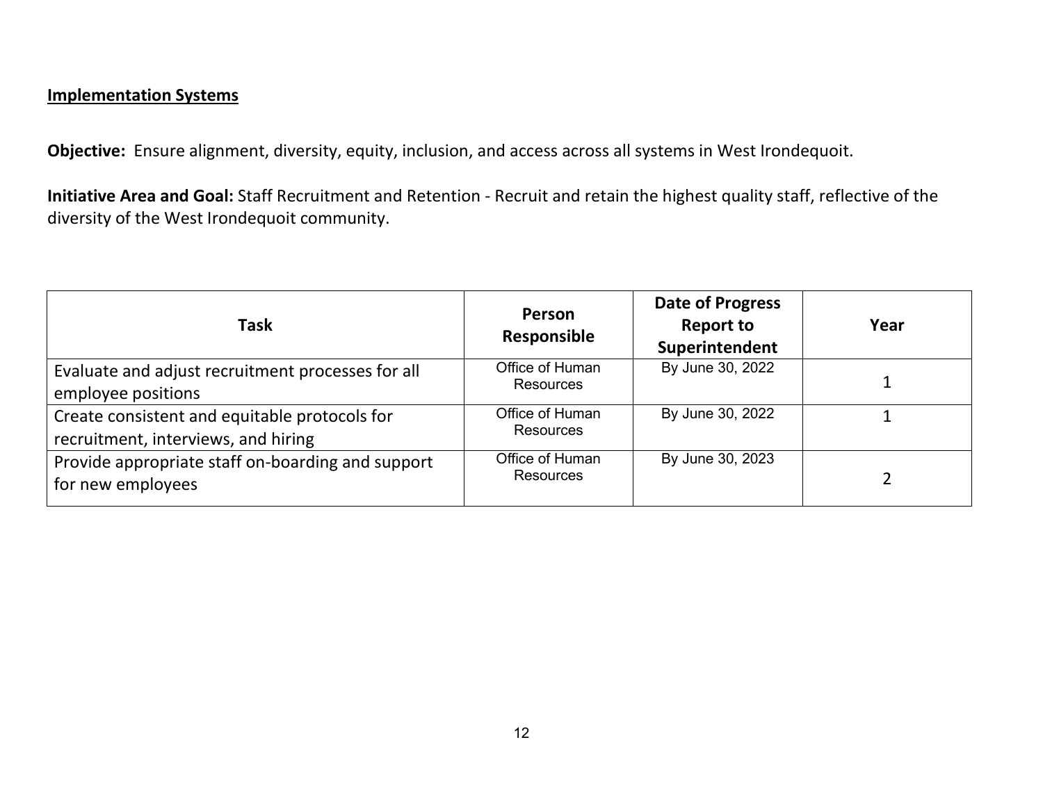## Implementation Systems

**Objective:** Ensure alignment, diversity, equity, inclusion, and access across all systems in West Irondequoit.

**Initiative Area and Goal:** Staff Recruitment and Retention - Recruit and retain the highest quality staff, reflective of the diversity of the West Irondequoit community.

| Task | Person Responsible | Date of Progress Report to Superintendent | Year |
|---|---|---|---|
| Evaluate and adjust recruitment processes for all employee positions | Office of Human Resources | By June 30, 2022 | 1 |
| Create consistent and equitable protocols for recruitment, interviews, and hiring | Office of Human Resources | By June 30, 2022 | 1 |
| Provide appropriate staff on-boarding and support for new employees | Office of Human Resources | By June 30, 2023 | 2 |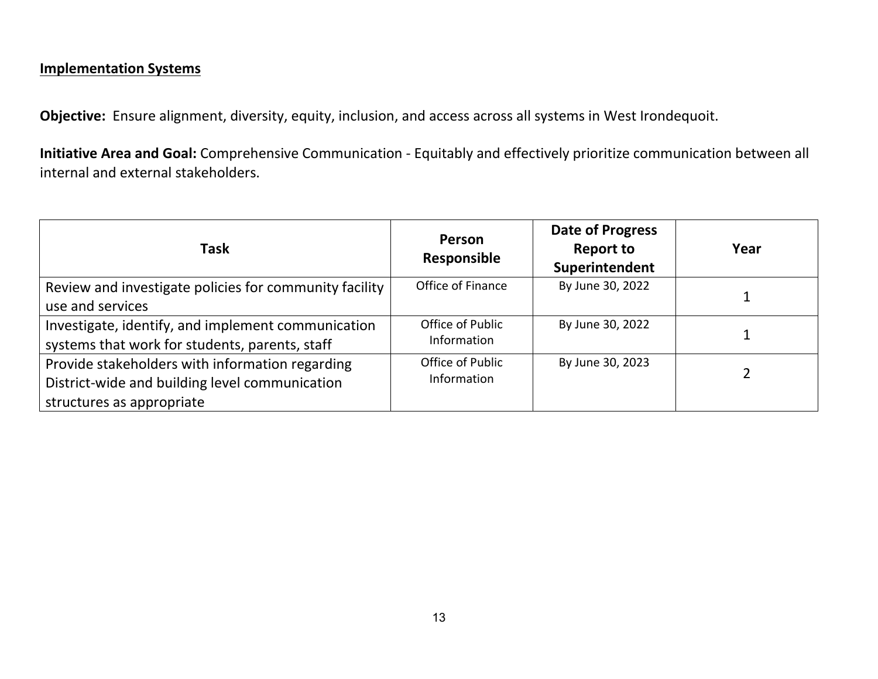## Implementation Systems

**Objective:** Ensure alignment, diversity, equity, inclusion, and access across all systems in West Irondequoit.

**Initiative Area and Goal:** Comprehensive Communication - Equitably and effectively prioritize communication between all internal and external stakeholders.

| Task | Person Responsible | Date of Progress Report to Superintendent | Year |
|---|---|---|---|
| Review and investigate policies for community facility use and services | Office of Finance | By June 30, 2022 | 1 |
| Investigate, identify, and implement communication systems that work for students, parents, staff | Office of Public Information | By June 30, 2022 | 1 |
| Provide stakeholders with information regarding District-wide and building level communication structures as appropriate | Office of Public Information | By June 30, 2023 | 2 |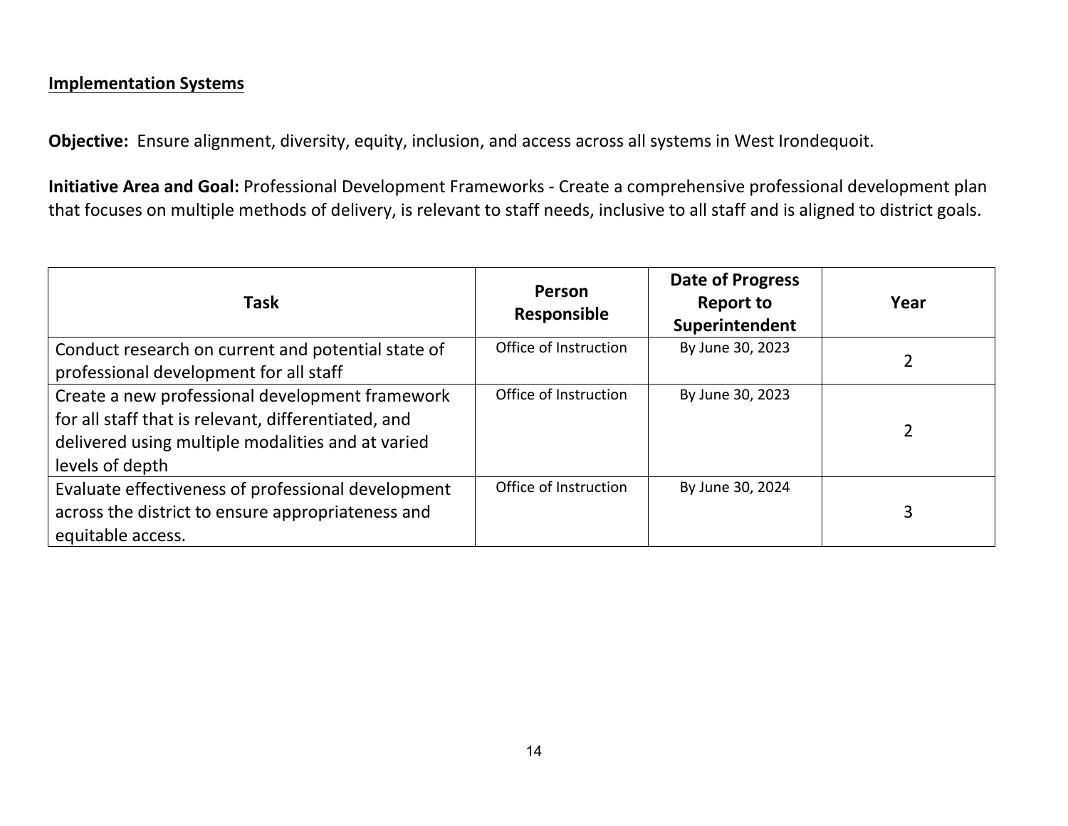**Implementation Systems**

**Objective:** Ensure alignment, diversity, equity, inclusion, and access across all systems in West Irondequoit.

**Initiative Area and Goal:** Professional Development Frameworks - Create a comprehensive professional development plan that focuses on multiple methods of delivery, is relevant to staff needs, inclusive to all staff and is aligned to district goals.

| Task | Person Responsible | Date of Progress Report to Superintendent | Year |
|---|---|---|---|
| Conduct research on current and potential state of professional development for all staff | Office of Instruction | By June 30, 2023 | 2 |
| Create a new professional development framework for all staff that is relevant, differentiated, and delivered using multiple modalities and at varied levels of depth | Office of Instruction | By June 30, 2023 | 2 |
| Evaluate effectiveness of professional development across the district to ensure appropriateness and equitable access. | Office of Instruction | By June 30, 2024 | 3 |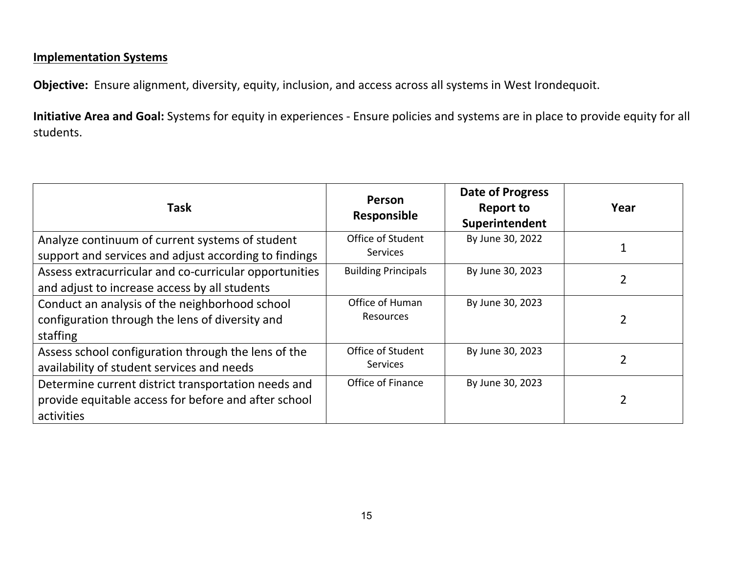**<u>Implementation Systems</u>**

**Objective:** Ensure alignment, diversity, equity, inclusion, and access across all systems in West Irondequoit.

**Initiative Area and Goal:** Systems for equity in experiences - Ensure policies and systems are in place to provide equity for all students.

| Task | Person Responsible | Date of Progress Report to Superintendent | Year |
|---|---|---|---|
| Analyze continuum of current systems of student support and services and adjust according to findings | Office of Student Services | By June 30, 2022 | 1 |
| Assess extracurricular and co-curricular opportunities and adjust to increase access by all students | Building Principals | By June 30, 2023 | 2 |
| Conduct an analysis of the neighborhood school configuration through the lens of diversity and staffing | Office of Human Resources | By June 30, 2023 | 2 |
| Assess school configuration through the lens of the availability of student services and needs | Office of Student Services | By June 30, 2023 | 2 |
| Determine current district transportation needs and provide equitable access for before and after school activities | Office of Finance | By June 30, 2023 | 2 |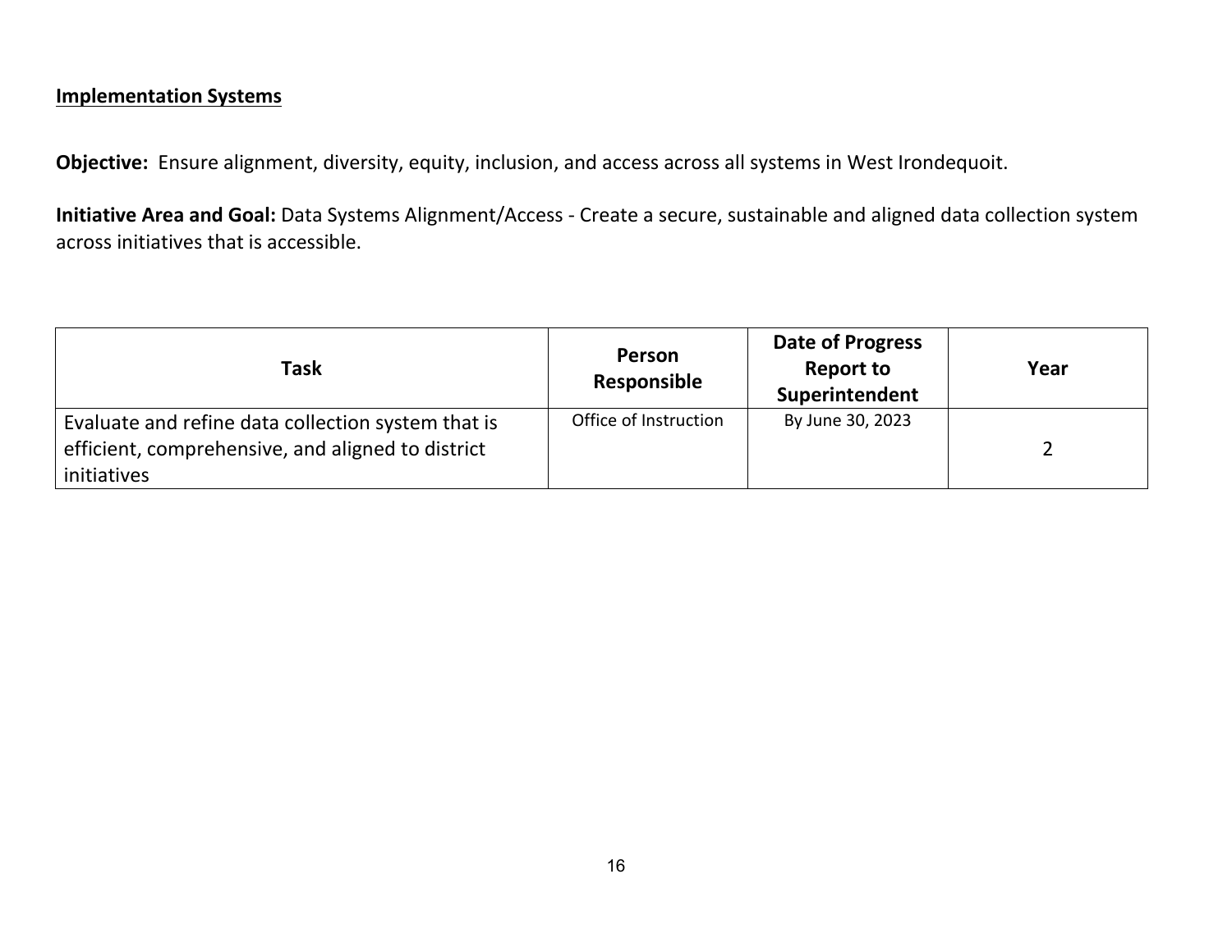**Implementation Systems**

**Objective:** Ensure alignment, diversity, equity, inclusion, and access across all systems in West Irondequoit.

**Initiative Area and Goal:** Data Systems Alignment/Access - Create a secure, sustainable and aligned data collection system across initiatives that is accessible.

| Task | Person Responsible | Date of Progress Report to Superintendent | Year |
|---|---|---|---|
| Evaluate and refine data collection system that is efficient, comprehensive, and aligned to district initiatives | Office of Instruction | By June 30, 2023 | 2 |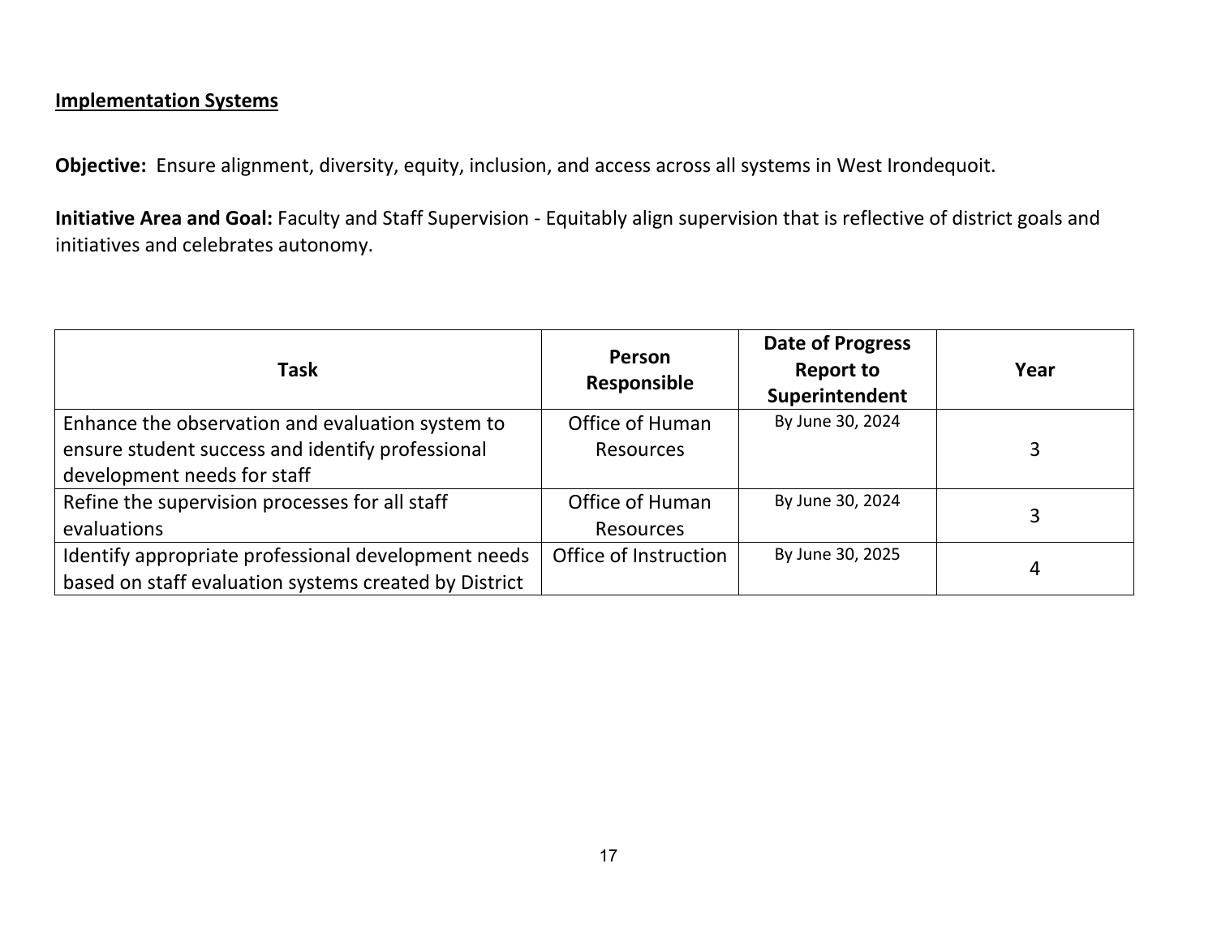**Implementation Systems**

**Objective:** Ensure alignment, diversity, equity, inclusion, and access across all systems in West Irondequoit.

**Initiative Area and Goal:** Faculty and Staff Supervision - Equitably align supervision that is reflective of district goals and initiatives and celebrates autonomy.

| Task | Person Responsible | Date of Progress Report to Superintendent | Year |
|---|---|---|---|
| Enhance the observation and evaluation system to ensure student success and identify professional development needs for staff | Office of Human Resources | By June 30, 2024 | 3 |
| Refine the supervision processes for all staff evaluations | Office of Human Resources | By June 30, 2024 | 3 |
| Identify appropriate professional development needs based on staff evaluation systems created by District | Office of Instruction | By June 30, 2025 | 4 |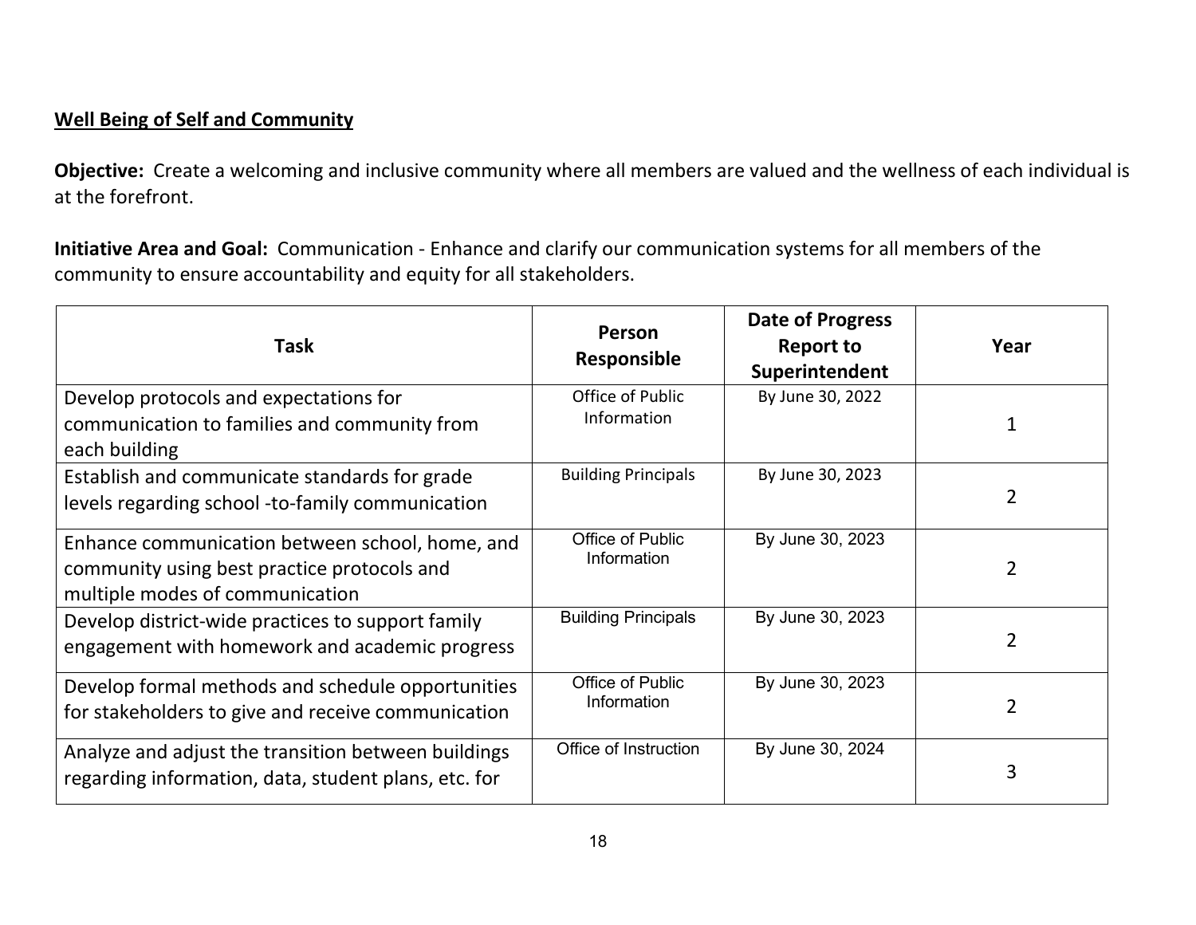**Well Being of Self and Community**

**Objective:** Create a welcoming and inclusive community where all members are valued and the wellness of each individual is at the forefront.

**Initiative Area and Goal:** Communication - Enhance and clarify our communication systems for all members of the community to ensure accountability and equity for all stakeholders.

| Task | Person Responsible | Date of Progress Report to Superintendent | Year |
|---|---|---|---|
| Develop protocols and expectations for communication to families and community from each building | Office of Public Information | By June 30, 2022 | 1 |
| Establish and communicate standards for grade levels regarding school -to-family communication | Building Principals | By June 30, 2023 | 2 |
| Enhance communication between school, home, and community using best practice protocols and multiple modes of communication | Office of Public Information | By June 30, 2023 | 2 |
| Develop district-wide practices to support family engagement with homework and academic progress | Building Principals | By June 30, 2023 | 2 |
| Develop formal methods and schedule opportunities for stakeholders to give and receive communication | Office of Public Information | By June 30, 2023 | 2 |
| Analyze and adjust the transition between buildings regarding information, data, student plans, etc. for | Office of Instruction | By June 30, 2024 | 3 |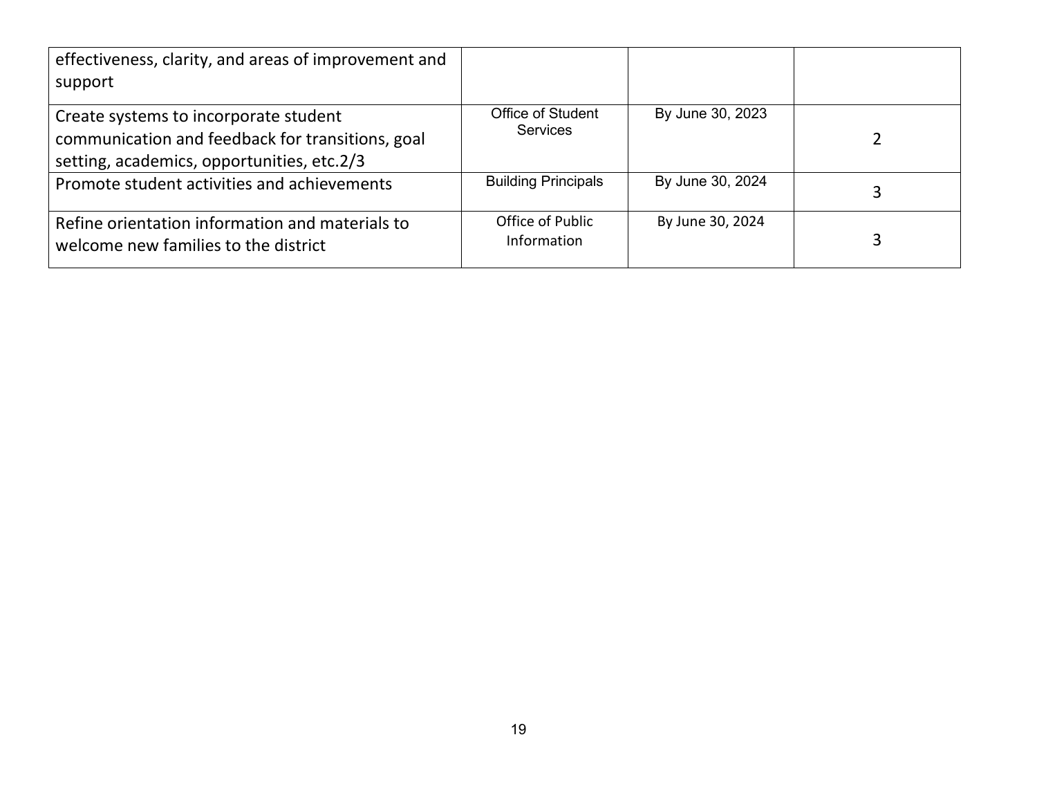| | | | |
|---|---|---|---|
| effectiveness, clarity, and areas of improvement and support | | | |
| Create systems to incorporate student communication and feedback for transitions, goal setting, academics, opportunities, etc.2/3 | Office of Student Services | By June 30, 2023 | 2 |
| Promote student activities and achievements | Building Principals | By June 30, 2024 | 3 |
| Refine orientation information and materials to welcome new families to the district | Office of Public Information | By June 30, 2024 | 3 |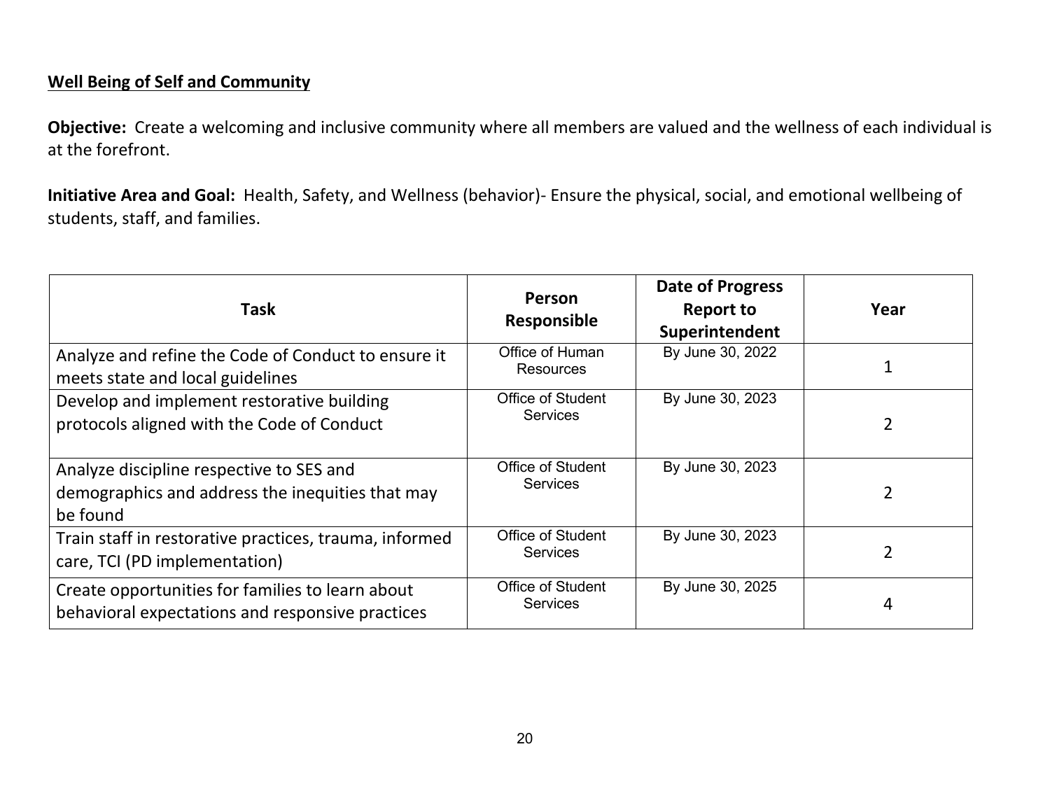**Well Being of Self and Community**

**Objective:** Create a welcoming and inclusive community where all members are valued and the wellness of each individual is at the forefront.

**Initiative Area and Goal:** Health, Safety, and Wellness (behavior)- Ensure the physical, social, and emotional wellbeing of students, staff, and families.

| Task | Person Responsible | Date of Progress Report to Superintendent | Year |
|---|---|---|---|
| Analyze and refine the Code of Conduct to ensure it meets state and local guidelines | Office of Human Resources | By June 30, 2022 | 1 |
| Develop and implement restorative building protocols aligned with the Code of Conduct | Office of Student Services | By June 30, 2023 | 2 |
| Analyze discipline respective to SES and demographics and address the inequities that may be found | Office of Student Services | By June 30, 2023 | 2 |
| Train staff in restorative practices, trauma, informed care, TCI (PD implementation) | Office of Student Services | By June 30, 2023 | 2 |
| Create opportunities for families to learn about behavioral expectations and responsive practices | Office of Student Services | By June 30, 2025 | 4 |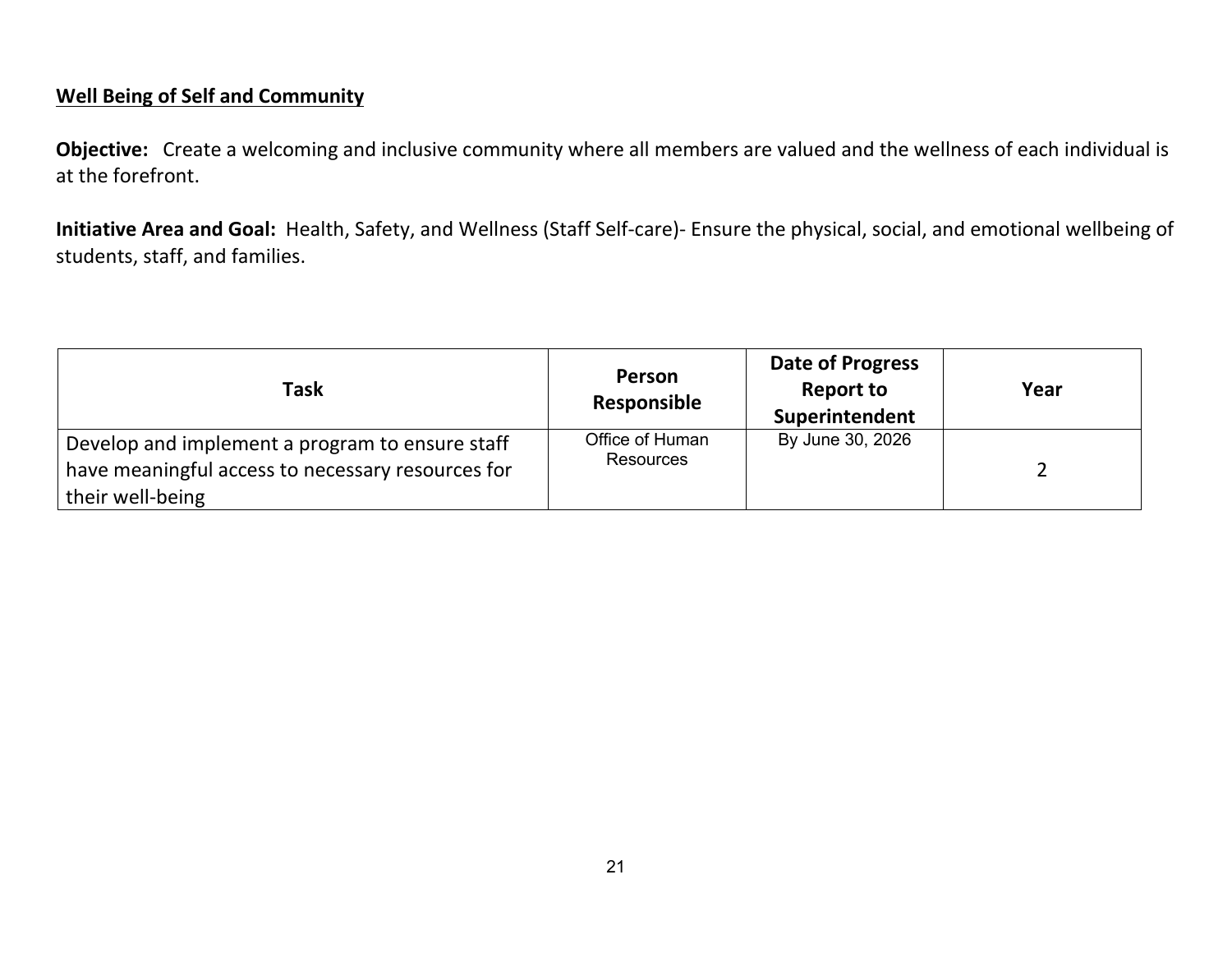**<u>Well Being of Self and Community</u>**

**Objective:** Create a welcoming and inclusive community where all members are valued and the wellness of each individual is at the forefront.

**Initiative Area and Goal:** Health, Safety, and Wellness (Staff Self-care)- Ensure the physical, social, and emotional wellbeing of students, staff, and families.

| Task | Person Responsible | Date of Progress Report to Superintendent | Year |
|---|---|---|---|
| Develop and implement a program to ensure staff have meaningful access to necessary resources for their well-being | Office of Human Resources | By June 30, 2026 | 2 |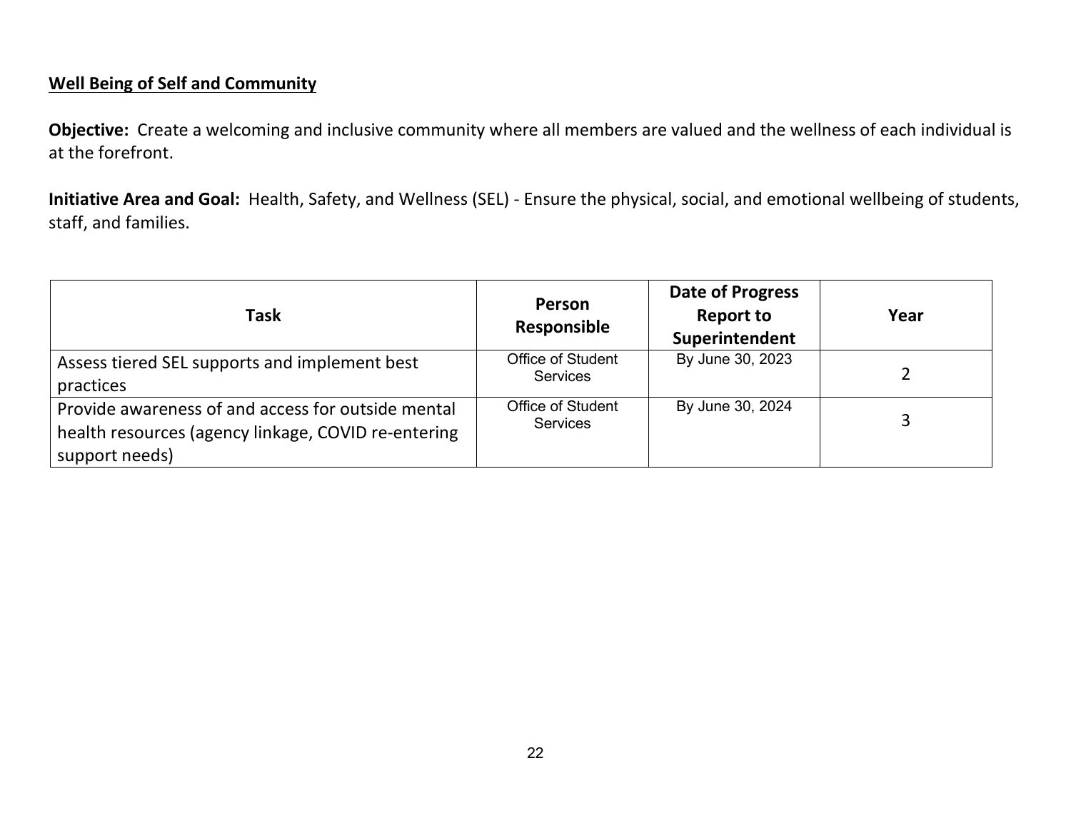## Well Being of Self and Community

**Objective:** Create a welcoming and inclusive community where all members are valued and the wellness of each individual is at the forefront.

**Initiative Area and Goal:** Health, Safety, and Wellness (SEL) - Ensure the physical, social, and emotional wellbeing of students, staff, and families.

| Task | Person Responsible | Date of Progress Report to Superintendent | Year |
|---|---|---|---|
| Assess tiered SEL supports and implement best practices | Office of Student Services | By June 30, 2023 | 2 |
| Provide awareness of and access for outside mental health resources (agency linkage, COVID re-entering support needs) | Office of Student Services | By June 30, 2024 | 3 |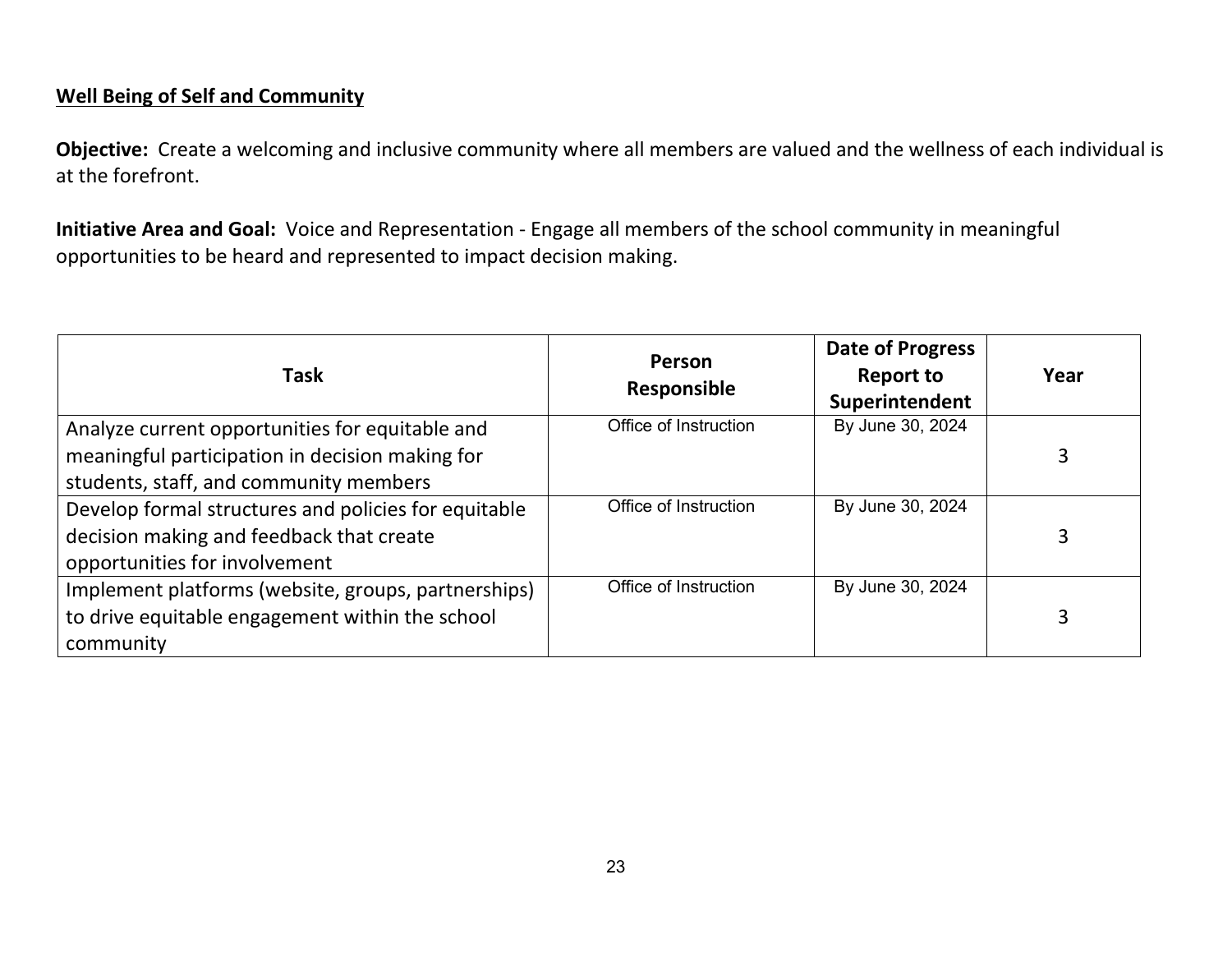**Well Being of Self and Community**

**Objective:** Create a welcoming and inclusive community where all members are valued and the wellness of each individual is at the forefront.

**Initiative Area and Goal:** Voice and Representation - Engage all members of the school community in meaningful opportunities to be heard and represented to impact decision making.

| Task | Person Responsible | Date of Progress Report to Superintendent | Year |
|---|---|---|---|
| Analyze current opportunities for equitable and meaningful participation in decision making for students, staff, and community members | Office of Instruction | By June 30, 2024 | 3 |
| Develop formal structures and policies for equitable decision making and feedback that create opportunities for involvement | Office of Instruction | By June 30, 2024 | 3 |
| Implement platforms (website, groups, partnerships) to drive equitable engagement within the school community | Office of Instruction | By June 30, 2024 | 3 |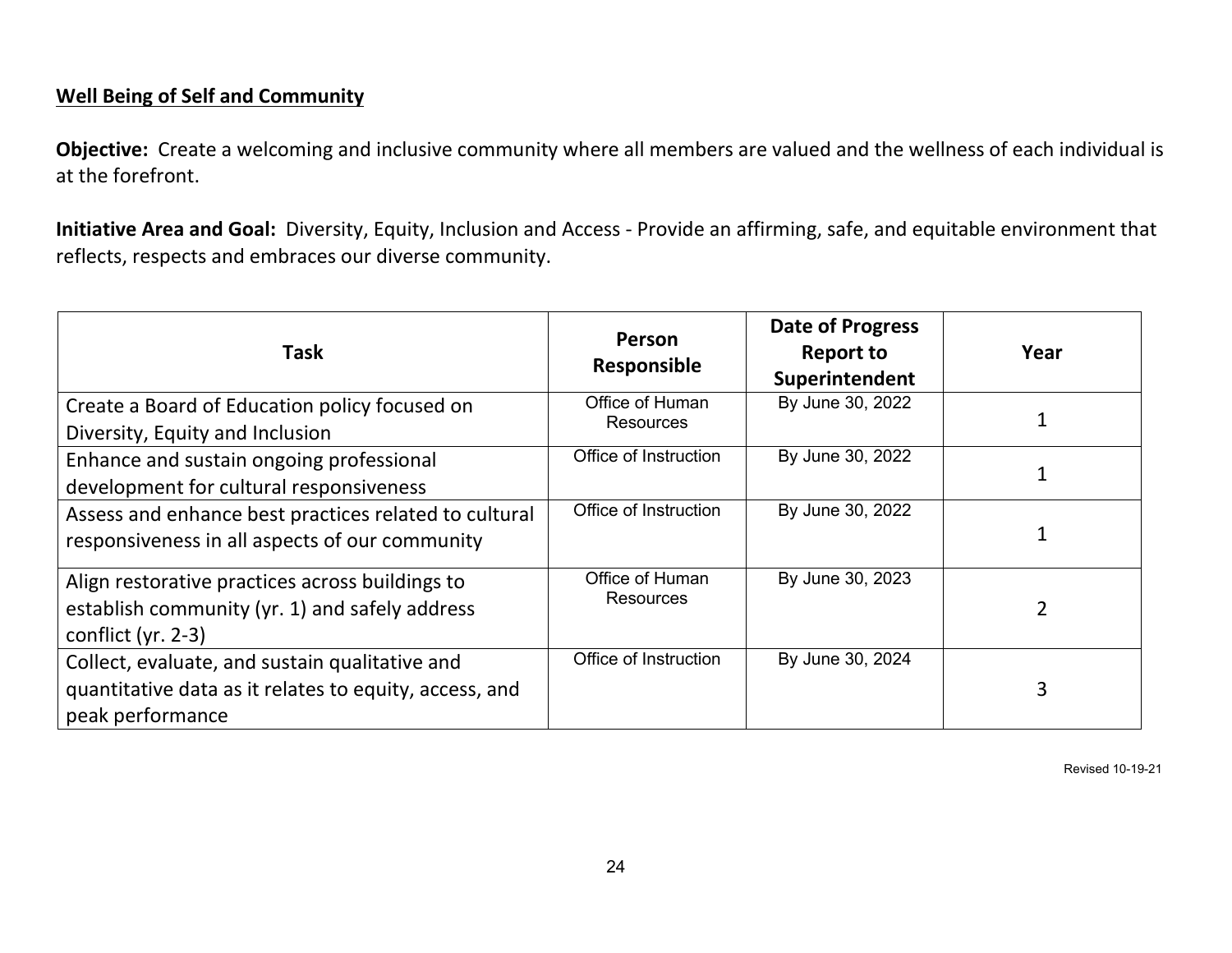**Well Being of Self and Community**

**Objective:** Create a welcoming and inclusive community where all members are valued and the wellness of each individual is at the forefront.

**Initiative Area and Goal:** Diversity, Equity, Inclusion and Access - Provide an affirming, safe, and equitable environment that reflects, respects and embraces our diverse community.

| Task | Person Responsible | Date of Progress Report to Superintendent | Year |
|---|---|---|---|
| Create a Board of Education policy focused on Diversity, Equity and Inclusion | Office of Human Resources | By June 30, 2022 | 1 |
| Enhance and sustain ongoing professional development for cultural responsiveness | Office of Instruction | By June 30, 2022 | 1 |
| Assess and enhance best practices related to cultural responsiveness in all aspects of our community | Office of Instruction | By June 30, 2022 | 1 |
| Align restorative practices across buildings to establish community (yr. 1) and safely address conflict (yr. 2-3) | Office of Human Resources | By June 30, 2023 | 2 |
| Collect, evaluate, and sustain qualitative and quantitative data as it relates to equity, access, and peak performance | Office of Instruction | By June 30, 2024 | 3 |

Revised 10-19-21